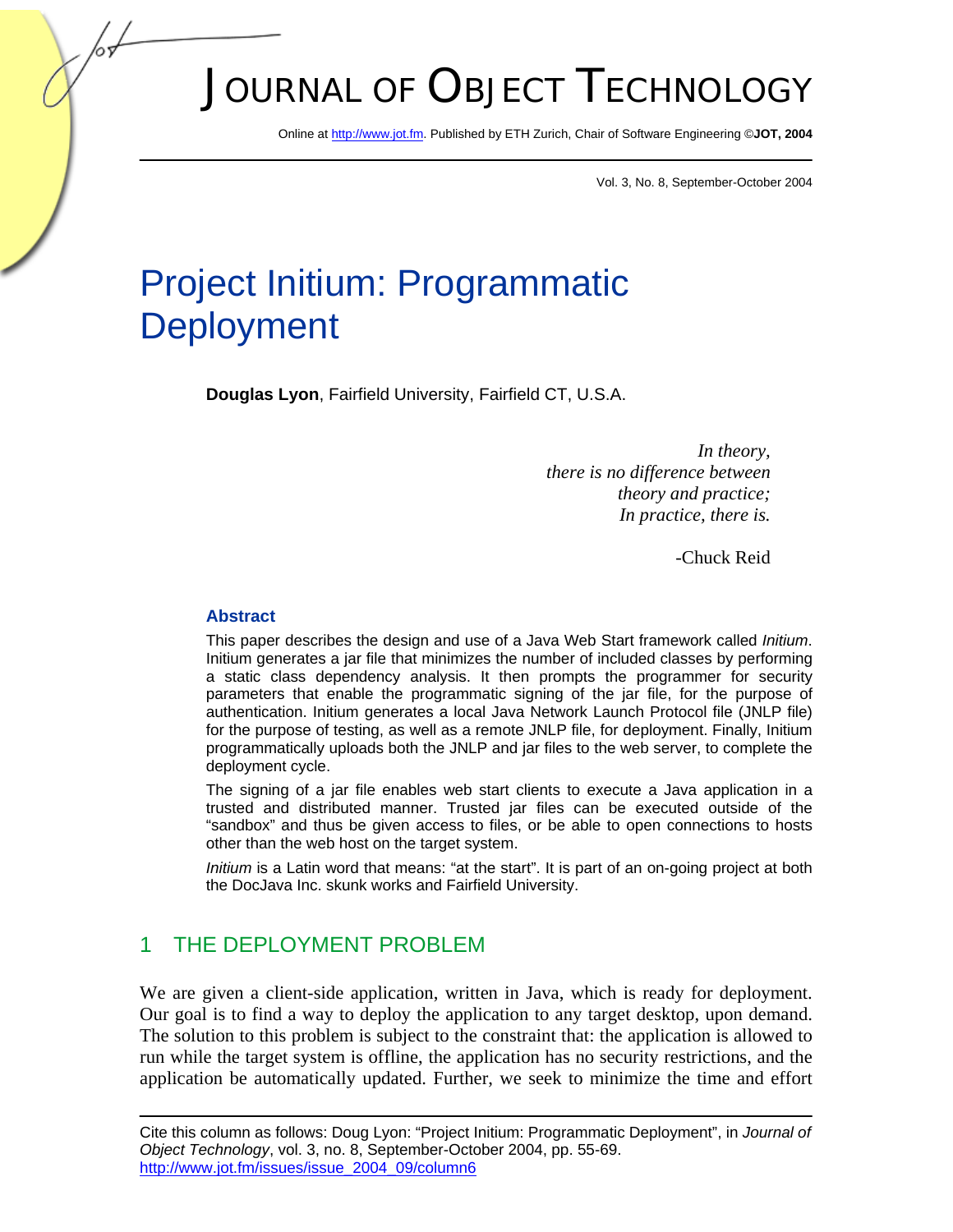# Project Initium: Programmatic Deployment

**Douglas Lyon**, Fairfield University, Fairfield CT, U.S.A.

> *In theory,*
> *there is no difference between*
> *theory and practice;*
> *In practice, there is.*
>
> -Chuck Reid

### Abstract

This paper describes the design and use of a Java Web Start framework called *Initium*. Initium generates a jar file that minimizes the number of included classes by performing a static class dependency analysis. It then prompts the programmer for security parameters that enable the programmatic signing of the jar file, for the purpose of authentication. Initium generates a local Java Network Launch Protocol file (JNLP file) for the purpose of testing, as well as a remote JNLP file, for deployment. Finally, Initium programmatically uploads both the JNLP and jar files to the web server, to complete the deployment cycle.

The signing of a jar file enables web start clients to execute a Java application in a trusted and distributed manner. Trusted jar files can be executed outside of the "sandbox" and thus be given access to files, or be able to open connections to hosts other than the web host on the target system.

*Initium* is a Latin word that means: "at the start". It is part of an on-going project at both the DocJava Inc. skunk works and Fairfield University.

## 1 THE DEPLOYMENT PROBLEM

We are given a client-side application, written in Java, which is ready for deployment. Our goal is to find a way to deploy the application to any target desktop, upon demand. The solution to this problem is subject to the constraint that: the application is allowed to run while the target system is offline, the application has no security restrictions, and the application be automatically updated. Further, we seek to minimize the time and effort

Cite this column as follows: Doug Lyon: "Project Initium: Programmatic Deployment", in *Journal of Object Technology*, vol. 3, no. 8, September-October 2004, pp. 55-69. http://www.jot.fm/issues/issue_2004_09/column6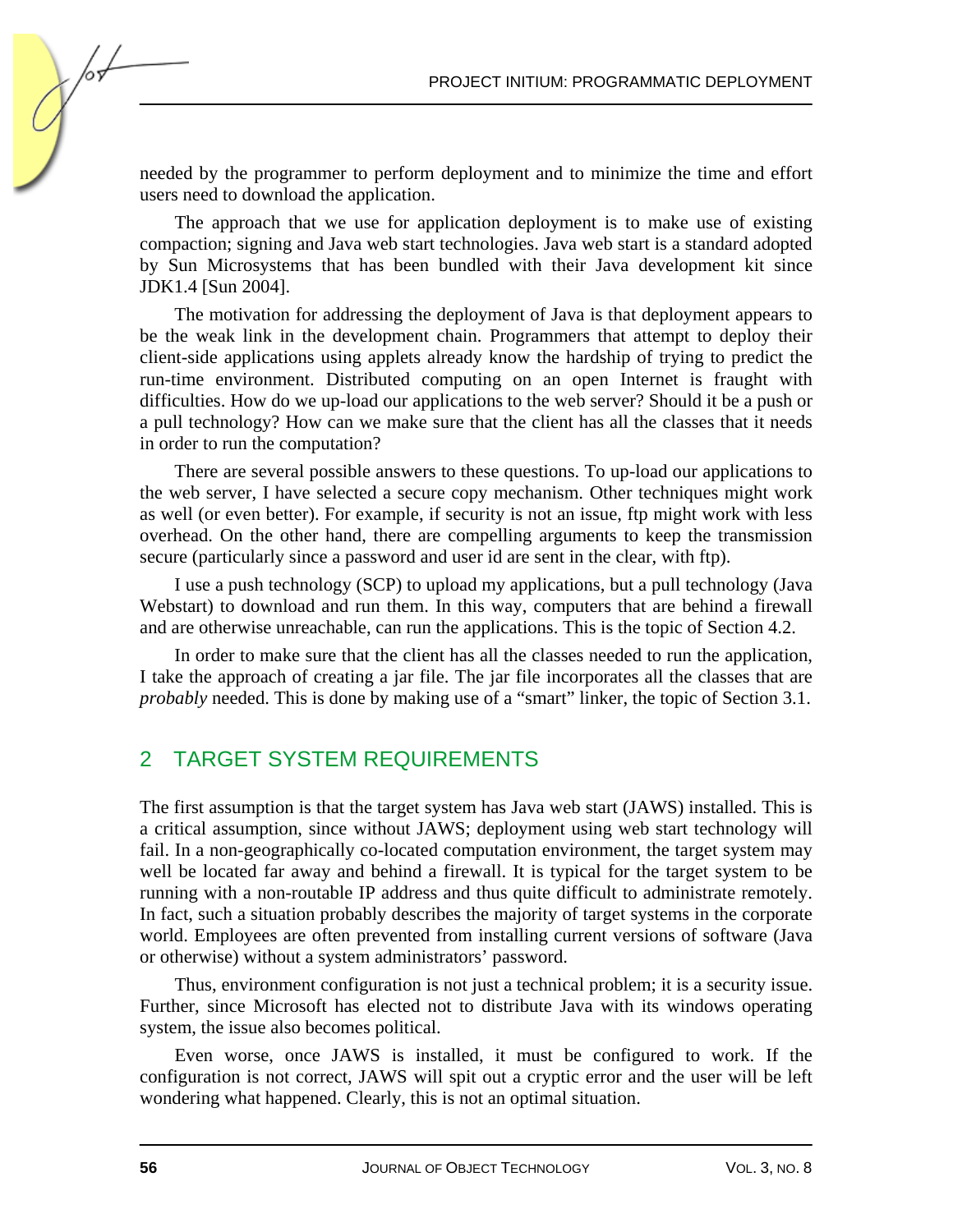needed by the programmer to perform deployment and to minimize the time and effort users need to download the application.

The approach that we use for application deployment is to make use of existing compaction; signing and Java web start technologies. Java web start is a standard adopted by Sun Microsystems that has been bundled with their Java development kit since JDK1.4 [Sun 2004].

The motivation for addressing the deployment of Java is that deployment appears to be the weak link in the development chain. Programmers that attempt to deploy their client-side applications using applets already know the hardship of trying to predict the run-time environment. Distributed computing on an open Internet is fraught with difficulties. How do we up-load our applications to the web server? Should it be a push or a pull technology? How can we make sure that the client has all the classes that it needs in order to run the computation?

There are several possible answers to these questions. To up-load our applications to the web server, I have selected a secure copy mechanism. Other techniques might work as well (or even better). For example, if security is not an issue, ftp might work with less overhead. On the other hand, there are compelling arguments to keep the transmission secure (particularly since a password and user id are sent in the clear, with ftp).

I use a push technology (SCP) to upload my applications, but a pull technology (Java Webstart) to download and run them. In this way, computers that are behind a firewall and are otherwise unreachable, can run the applications. This is the topic of Section 4.2.

In order to make sure that the client has all the classes needed to run the application, I take the approach of creating a jar file. The jar file incorporates all the classes that are *probably* needed. This is done by making use of a "smart" linker, the topic of Section 3.1.

## 2 TARGET SYSTEM REQUIREMENTS

The first assumption is that the target system has Java web start (JAWS) installed. This is a critical assumption, since without JAWS; deployment using web start technology will fail. In a non-geographically co-located computation environment, the target system may well be located far away and behind a firewall. It is typical for the target system to be running with a non-routable IP address and thus quite difficult to administrate remotely. In fact, such a situation probably describes the majority of target systems in the corporate world. Employees are often prevented from installing current versions of software (Java or otherwise) without a system administrators' password.

Thus, environment configuration is not just a technical problem; it is a security issue. Further, since Microsoft has elected not to distribute Java with its windows operating system, the issue also becomes political.

Even worse, once JAWS is installed, it must be configured to work. If the configuration is not correct, JAWS will spit out a cryptic error and the user will be left wondering what happened. Clearly, this is not an optimal situation.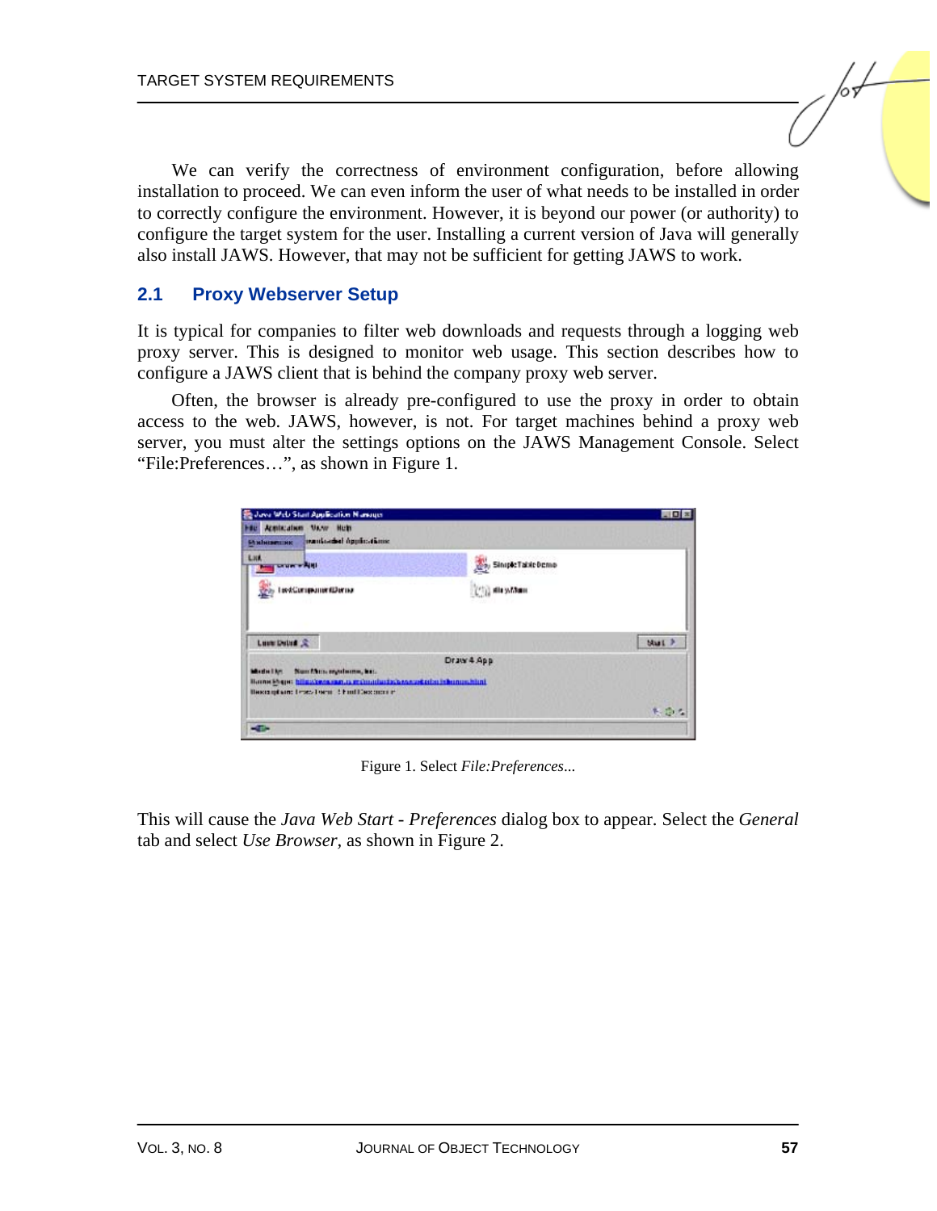We can verify the correctness of environment configuration, before allowing installation to proceed. We can even inform the user of what needs to be installed in order to correctly configure the environment. However, it is beyond our power (or authority) to configure the target system for the user. Installing a current version of Java will generally also install JAWS. However, that may not be sufficient for getting JAWS to work.

## 2.1 Proxy Webserver Setup

It is typical for companies to filter web downloads and requests through a logging web proxy server. This is designed to monitor web usage. This section describes how to configure a JAWS client that is behind the company proxy web server.

Often, the browser is already pre-configured to use the proxy in order to obtain access to the web. JAWS, however, is not. For target machines behind a proxy web server, you must alter the settings options on the JAWS Management Console. Select "File:Preferences…", as shown in Figure 1.

Figure 1. Select *File:Preferences*...

This will cause the *Java Web Start - Preferences* dialog box to appear. Select the *General* tab and select *Use Browser*, as shown in Figure 2.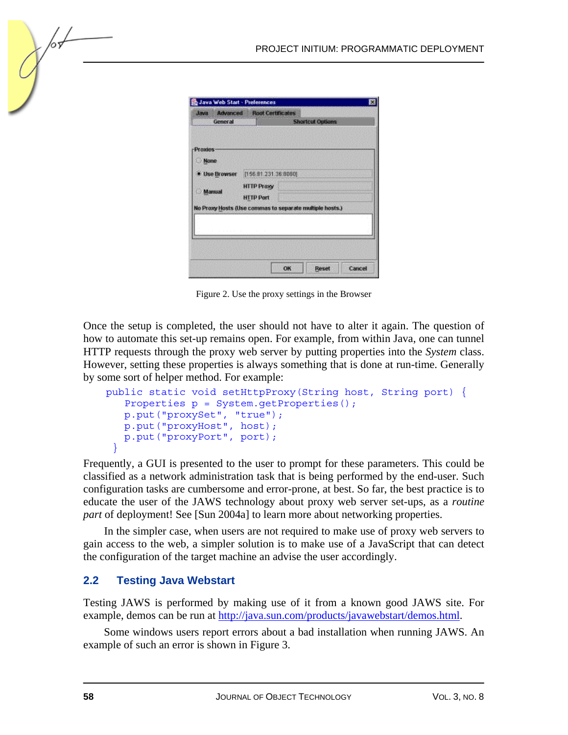Figure 2. Use the proxy settings in the Browser

Once the setup is completed, the user should not have to alter it again. The question of how to automate this set-up remains open. For example, from within Java, one can tunnel HTTP requests through the proxy web server by putting properties into the *System* class. However, setting these properties is always something that is done at run-time. Generally by some sort of helper method. For example:

```
public static void setHttpProxy(String host, String port) {
   Properties p = System.getProperties();
   p.put("proxySet", "true");
   p.put("proxyHost", host);
   p.put("proxyPort", port);
 }
```

Frequently, a GUI is presented to the user to prompt for these parameters. This could be classified as a network administration task that is being performed by the end-user. Such configuration tasks are cumbersome and error-prone, at best. So far, the best practice is to educate the user of the JAWS technology about proxy web server set-ups, as a *routine part* of deployment! See [Sun 2004a] to learn more about networking properties.

In the simpler case, when users are not required to make use of proxy web servers to gain access to the web, a simpler solution is to make use of a JavaScript that can detect the configuration of the target machine an advise the user accordingly.

## 2.2 Testing Java Webstart

Testing JAWS is performed by making use of it from a known good JAWS site. For example, demos can be run at http://java.sun.com/products/javawebstart/demos.html.

Some windows users report errors about a bad installation when running JAWS. An example of such an error is shown in Figure 3.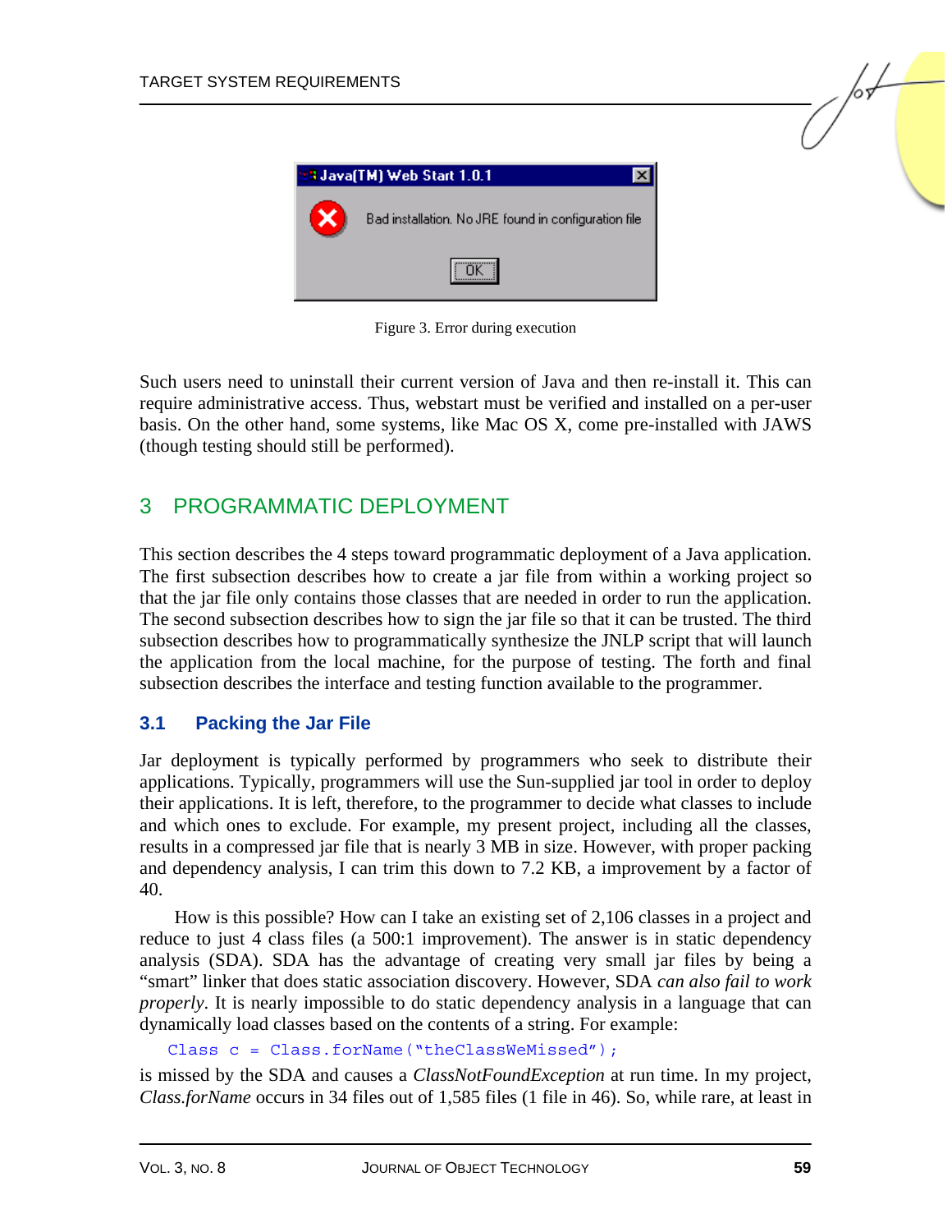Figure 3. Error during execution

Such users need to uninstall their current version of Java and then re-install it. This can require administrative access. Thus, webstart must be verified and installed on a per-user basis. On the other hand, some systems, like Mac OS X, come pre-installed with JAWS (though testing should still be performed).

## 3 PROGRAMMATIC DEPLOYMENT

This section describes the 4 steps toward programmatic deployment of a Java application. The first subsection describes how to create a jar file from within a working project so that the jar file only contains those classes that are needed in order to run the application. The second subsection describes how to sign the jar file so that it can be trusted. The third subsection describes how to programmatically synthesize the JNLP script that will launch the application from the local machine, for the purpose of testing. The forth and final subsection describes the interface and testing function available to the programmer.

### 3.1 Packing the Jar File

Jar deployment is typically performed by programmers who seek to distribute their applications. Typically, programmers will use the Sun-supplied jar tool in order to deploy their applications. It is left, therefore, to the programmer to decide what classes to include and which ones to exclude. For example, my present project, including all the classes, results in a compressed jar file that is nearly 3 MB in size. However, with proper packing and dependency analysis, I can trim this down to 7.2 KB, a improvement by a factor of 40.

How is this possible? How can I take an existing set of 2,106 classes in a project and reduce to just 4 class files (a 500:1 improvement). The answer is in static dependency analysis (SDA). SDA has the advantage of creating very small jar files by being a “smart” linker that does static association discovery. However, SDA *can also fail to work properly*. It is nearly impossible to do static dependency analysis in a language that can dynamically load classes based on the contents of a string. For example:

```
Class c = Class.forName("theClassWeMissed");
```

is missed by the SDA and causes a *ClassNotFoundException* at run time. In my project, *Class.forName* occurs in 34 files out of 1,585 files (1 file in 46). So, while rare, at least in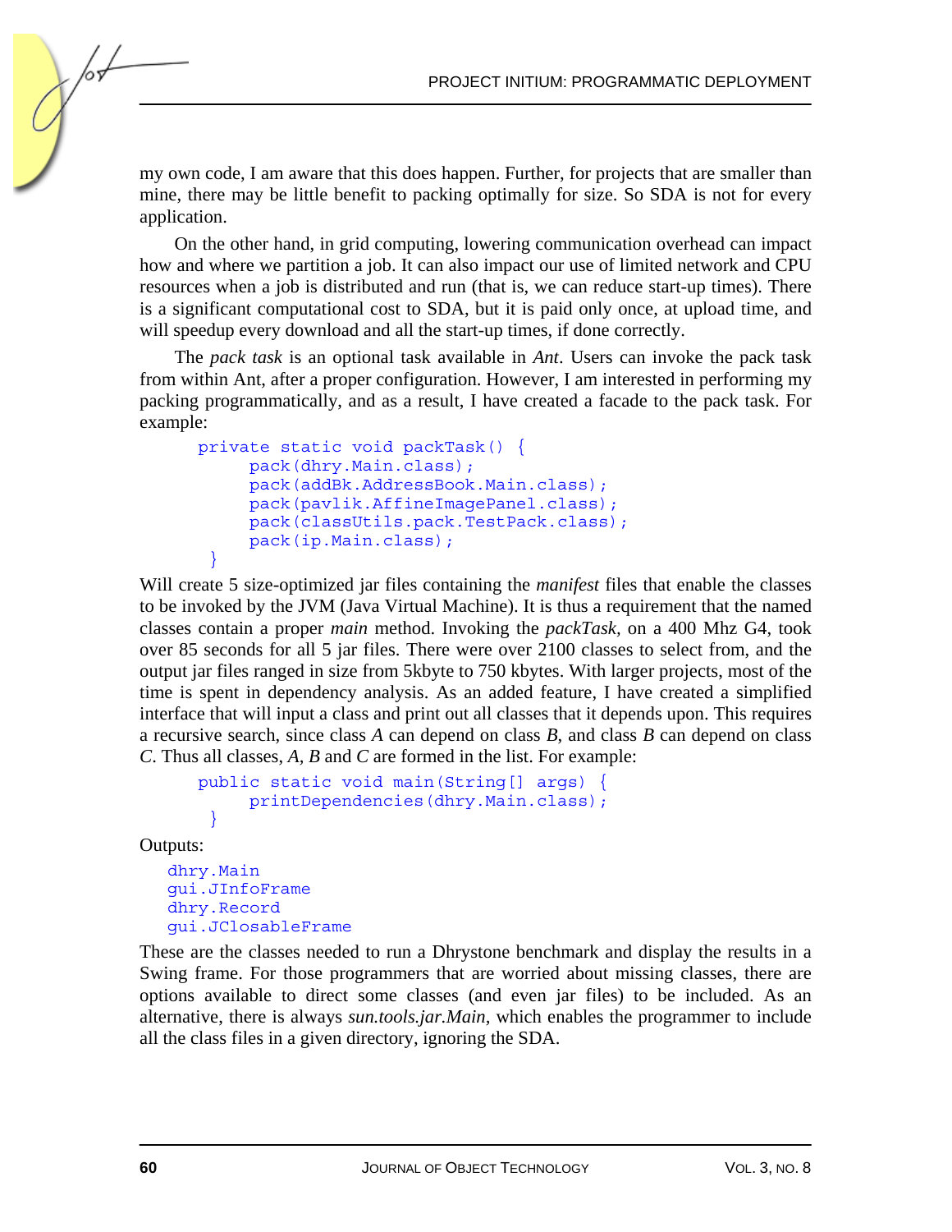my own code, I am aware that this does happen. Further, for projects that are smaller than mine, there may be little benefit to packing optimally for size. So SDA is not for every application.

On the other hand, in grid computing, lowering communication overhead can impact how and where we partition a job. It can also impact our use of limited network and CPU resources when a job is distributed and run (that is, we can reduce start-up times). There is a significant computational cost to SDA, but it is paid only once, at upload time, and will speedup every download and all the start-up times, if done correctly.

The *pack task* is an optional task available in *Ant*. Users can invoke the pack task from within Ant, after a proper configuration. However, I am interested in performing my packing programmatically, and as a result, I have created a facade to the pack task. For example:

```
private static void packTask() {
     pack(dhry.Main.class);
     pack(addBk.AddressBook.Main.class);
     pack(pavlik.AffineImagePanel.class);
     pack(classUtils.pack.TestPack.class);
     pack(ip.Main.class);
 }
```

Will create 5 size-optimized jar files containing the *manifest* files that enable the classes to be invoked by the JVM (Java Virtual Machine). It is thus a requirement that the named classes contain a proper *main* method. Invoking the *packTask*, on a 400 Mhz G4, took over 85 seconds for all 5 jar files. There were over 2100 classes to select from, and the output jar files ranged in size from 5kbyte to 750 kbytes. With larger projects, most of the time is spent in dependency analysis. As an added feature, I have created a simplified interface that will input a class and print out all classes that it depends upon. This requires a recursive search, since class *A* can depend on class *B*, and class *B* can depend on class *C*. Thus all classes, *A*, *B* and *C* are formed in the list. For example:

```
public static void main(String[] args) {
     printDependencies(dhry.Main.class);
 }
```

Outputs:

```
dhry.Main
gui.JInfoFrame
dhry.Record
gui.JClosableFrame
```

These are the classes needed to run a Dhrystone benchmark and display the results in a Swing frame. For those programmers that are worried about missing classes, there are options available to direct some classes (and even jar files) to be included. As an alternative, there is always *sun.tools.jar.Main*, which enables the programmer to include all the class files in a given directory, ignoring the SDA.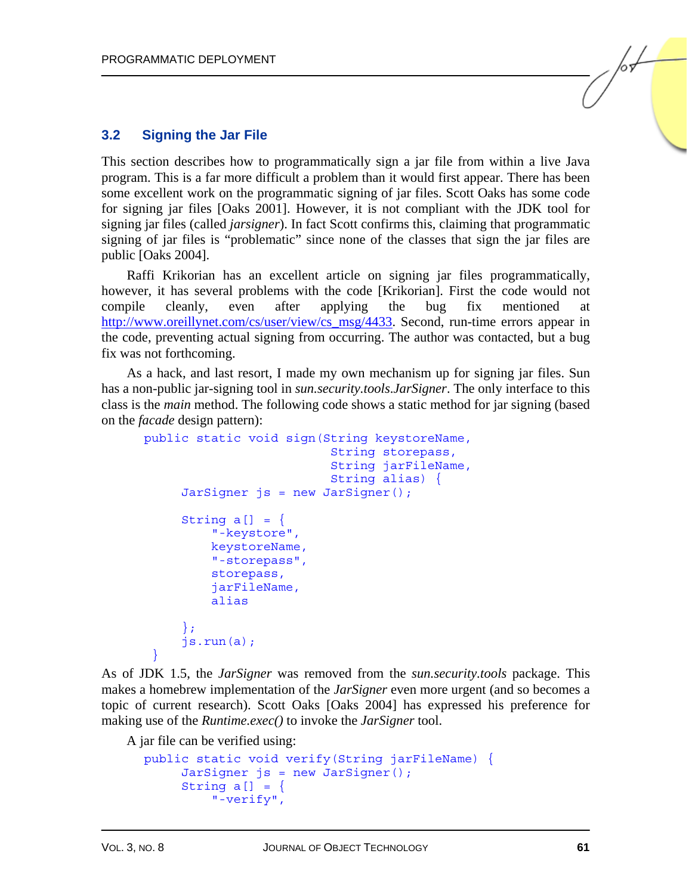### 3.2 Signing the Jar File

This section describes how to programmatically sign a jar file from within a live Java program. This is a far more difficult a problem than it would first appear. There has been some excellent work on the programmatic signing of jar files. Scott Oaks has some code for signing jar files [Oaks 2001]. However, it is not compliant with the JDK tool for signing jar files (called *jarsigner*). In fact Scott confirms this, claiming that programmatic signing of jar files is "problematic" since none of the classes that sign the jar files are public [Oaks 2004].

Raffi Krikorian has an excellent article on signing jar files programmatically, however, it has several problems with the code [Krikorian]. First the code would not compile cleanly, even after applying the bug fix mentioned at http://www.oreillynet.com/cs/user/view/cs_msg/4433. Second, run-time errors appear in the code, preventing actual signing from occurring. The author was contacted, but a bug fix was not forthcoming.

As a hack, and last resort, I made my own mechanism up for signing jar files. Sun has a non-public jar-signing tool in *sun.security.tools.JarSigner*. The only interface to this class is the *main* method. The following code shows a static method for jar signing (based on the *facade* design pattern):

```
public static void sign(String keystoreName,
                        String storepass,
                        String jarFileName,
                        String alias) {
     JarSigner js = new JarSigner();

     String a[] = {
         "-keystore",
         keystoreName,
         "-storepass",
         storepass,
         jarFileName,
         alias

     };
     js.run(a);
 }
```

As of JDK 1.5, the *JarSigner* was removed from the *sun.security.tools* package. This makes a homebrew implementation of the *JarSigner* even more urgent (and so becomes a topic of current research). Scott Oaks [Oaks 2004] has expressed his preference for making use of the *Runtime.exec()* to invoke the *JarSigner* tool.

A jar file can be verified using:

```
public static void verify(String jarFileName) {
     JarSigner js = new JarSigner();
     String a[] = {
         "-verify",
```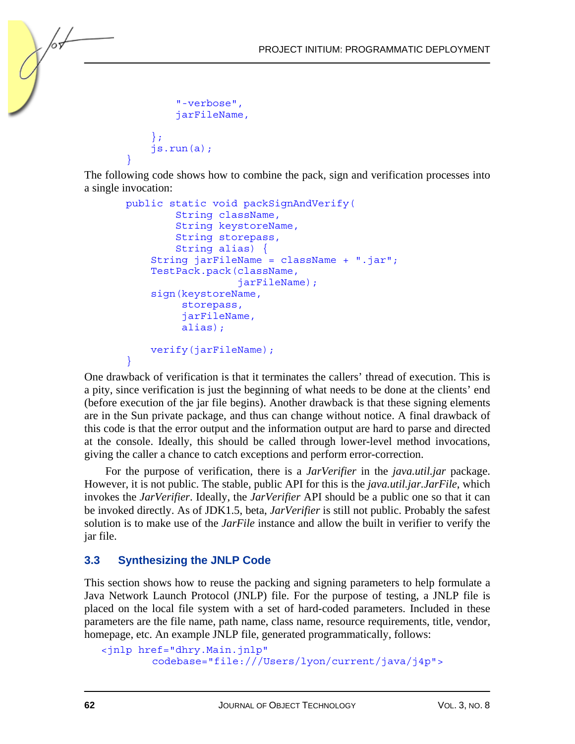```
            "-verbose",
            jarFileName,

        };
        js.run(a);
    }
```

The following code shows how to combine the pack, sign and verification processes into a single invocation:

```
    public static void packSignAndVerify(
            String className,
            String keystoreName,
            String storepass,
            String alias) {
        String jarFileName = className + ".jar";
        TestPack.pack(className,
                      jarFileName);
        sign(keystoreName,
             storepass,
             jarFileName,
             alias);

        verify(jarFileName);
    }
```

One drawback of verification is that it terminates the callers' thread of execution. This is a pity, since verification is just the beginning of what needs to be done at the clients' end (before execution of the jar file begins). Another drawback is that these signing elements are in the Sun private package, and thus can change without notice. A final drawback of this code is that the error output and the information output are hard to parse and directed at the console. Ideally, this should be called through lower-level method invocations, giving the caller a chance to catch exceptions and perform error-correction.

For the purpose of verification, there is a *JarVerifier* in the *java.util.jar* package. However, it is not public. The stable, public API for this is the *java.util.jar.JarFile*, which invokes the *JarVerifier*. Ideally, the *JarVerifier* API should be a public one so that it can be invoked directly. As of JDK1.5, beta, *JarVerifier* is still not public. Probably the safest solution is to make use of the *JarFile* instance and allow the built in verifier to verify the jar file.

## 3.3 Synthesizing the JNLP Code

This section shows how to reuse the packing and signing parameters to help formulate a Java Network Launch Protocol (JNLP) file. For the purpose of testing, a JNLP file is placed on the local file system with a set of hard-coded parameters. Included in these parameters are the file name, path name, class name, resource requirements, title, vendor, homepage, etc. An example JNLP file, generated programmatically, follows:

```
<jnlp href="dhry.Main.jnlp"
        codebase="file:///Users/lyon/current/java/j4p">
```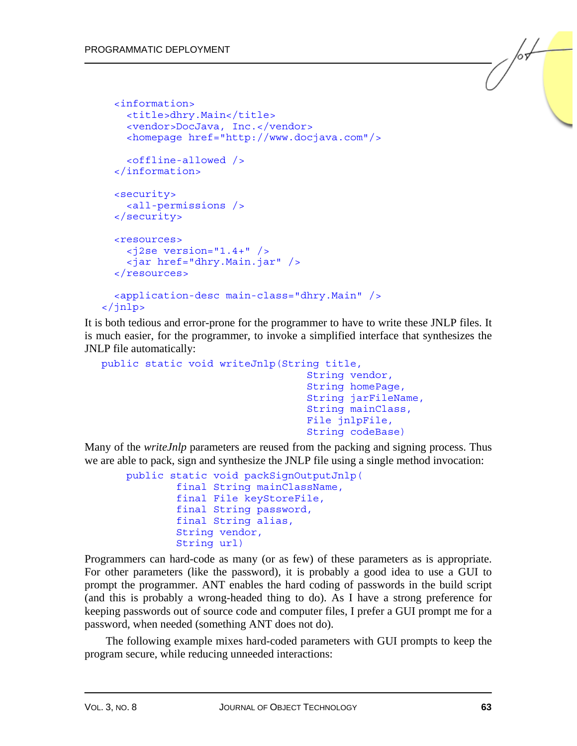```
<information>
  <title>dhry.Main</title>
  <vendor>DocJava, Inc.</vendor>
  <homepage href="http://www.docjava.com"/>

  <offline-allowed />
</information>

<security>
  <all-permissions />
</security>

<resources>
  <j2se version="1.4+" />
  <jar href="dhry.Main.jar" />
</resources>

<application-desc main-class="dhry.Main" />
</jnlp>
```

It is both tedious and error-prone for the programmer to have to write these JNLP files. It is much easier, for the programmer, to invoke a simplified interface that synthesizes the JNLP file automatically:

```
public static void writeJnlp(String title,
                                 String vendor,
                                 String homePage,
                                 String jarFileName,
                                 String mainClass,
                                 File jnlpFile,
                                 String codeBase)
```

Many of the *writeJnlp* parameters are reused from the packing and signing process. Thus we are able to pack, sign and synthesize the JNLP file using a single method invocation:

```
public static void packSignOutputJnlp(
        final String mainClassName,
        final File keyStoreFile,
        final String password,
        final String alias,
        String vendor,
        String url)
```

Programmers can hard-code as many (or as few) of these parameters as is appropriate. For other parameters (like the password), it is probably a good idea to use a GUI to prompt the programmer. ANT enables the hard coding of passwords in the build script (and this is probably a wrong-headed thing to do). As I have a strong preference for keeping passwords out of source code and computer files, I prefer a GUI prompt me for a password, when needed (something ANT does not do).

The following example mixes hard-coded parameters with GUI prompts to keep the program secure, while reducing unneeded interactions: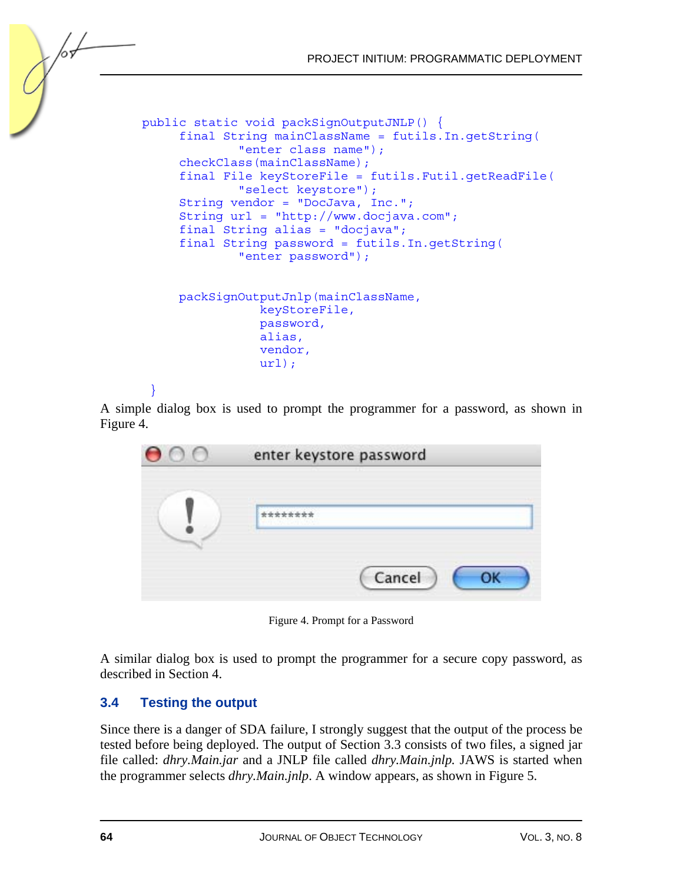```java
public static void packSignOutputJNLP() {
     final String mainClassName = futils.In.getString(
             "enter class name");
     checkClass(mainClassName);
     final File keyStoreFile = futils.Futil.getReadFile(
             "select keystore");
     String vendor = "DocJava, Inc.";
     String url = "http://www.docjava.com";
     final String alias = "docjava";
     final String password = futils.In.getString(
             "enter password");


     packSignOutputJnlp(mainClassName,
                 keyStoreFile,
                 password,
                 alias,
                 vendor,
                 url);

}
```

A simple dialog box is used to prompt the programmer for a password, as shown in Figure 4.

Figure 4. Prompt for a Password

A similar dialog box is used to prompt the programmer for a secure copy password, as described in Section 4.

## 3.4 Testing the output

Since there is a danger of SDA failure, I strongly suggest that the output of the process be tested before being deployed. The output of Section 3.3 consists of two files, a signed jar file called: *dhry.Main.jar* and a JNLP file called *dhry.Main.jnlp.* JAWS is started when the programmer selects *dhry.Main.jnlp*. A window appears, as shown in Figure 5.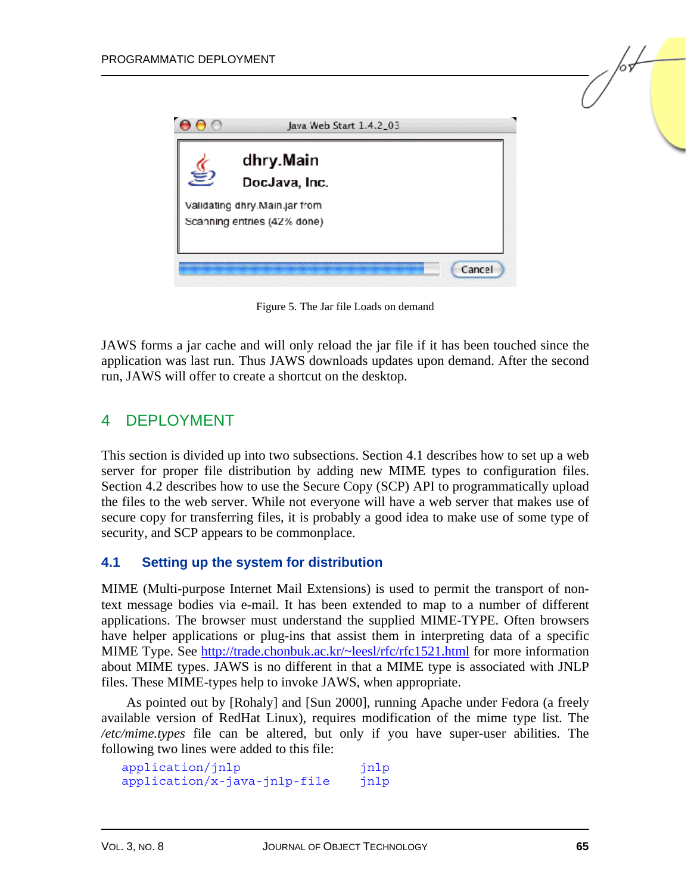Figure 5. The Jar file Loads on demand

JAWS forms a jar cache and will only reload the jar file if it has been touched since the application was last run. Thus JAWS downloads updates upon demand. After the second run, JAWS will offer to create a shortcut on the desktop.

## 4 DEPLOYMENT

This section is divided up into two subsections. Section 4.1 describes how to set up a web server for proper file distribution by adding new MIME types to configuration files. Section 4.2 describes how to use the Secure Copy (SCP) API to programmatically upload the files to the web server. While not everyone will have a web server that makes use of secure copy for transferring files, it is probably a good idea to make use of some type of security, and SCP appears to be commonplace.

### 4.1 Setting up the system for distribution

MIME (Multi-purpose Internet Mail Extensions) is used to permit the transport of non-text message bodies via e-mail. It has been extended to map to a number of different applications. The browser must understand the supplied MIME-TYPE. Often browsers have helper applications or plug-ins that assist them in interpreting data of a specific MIME Type. See http://trade.chonbuk.ac.kr/~leesl/rfc/rfc1521.html for more information about MIME types. JAWS is no different in that a MIME type is associated with JNLP files. These MIME-types help to invoke JAWS, when appropriate.

As pointed out by [Rohaly] and [Sun 2000], running Apache under Fedora (a freely available version of RedHat Linux), requires modification of the mime type list. The */etc/mime.types* file can be altered, but only if you have super-user abilities. The following two lines were added to this file:

```
application/jnlp                jnlp
application/x-java-jnlp-file    jnlp
```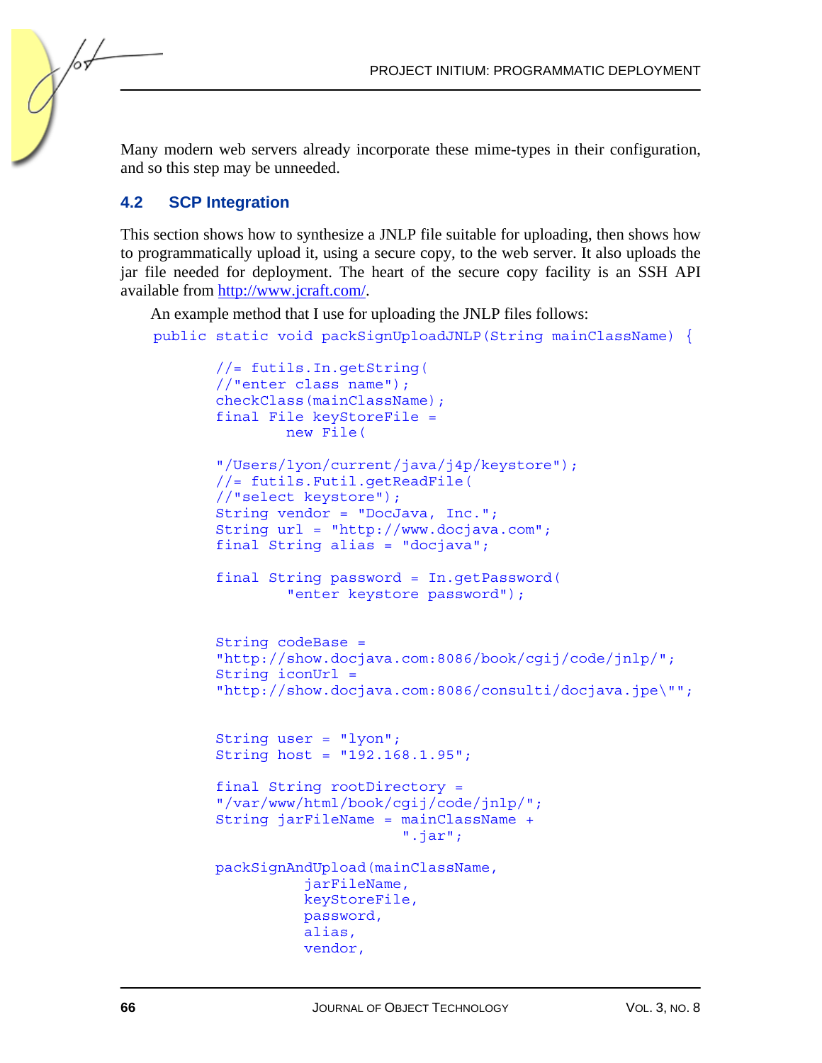Many modern web servers already incorporate these mime-types in their configuration, and so this step may be unneeded.

## 4.2 SCP Integration

This section shows how to synthesize a JNLP file suitable for uploading, then shows how to programmatically upload it, using a secure copy, to the web server. It also uploads the jar file needed for deployment. The heart of the secure copy facility is an SSH API available from http://www.jcraft.com/.

An example method that I use for uploading the JNLP files follows:

```
public static void packSignUploadJNLP(String mainClassName) {

        //= futils.In.getString(
        //"enter class name");
        checkClass(mainClassName);
        final File keyStoreFile =
                new File(

        "/Users/lyon/current/java/j4p/keystore");
        //= futils.Futil.getReadFile(
        //"select keystore");
        String vendor = "DocJava, Inc.";
        String url = "http://www.docjava.com";
        final String alias = "docjava";

        final String password = In.getPassword(
                "enter keystore password");


        String codeBase =
        "http://show.docjava.com:8086/book/cgij/code/jnlp/";
        String iconUrl =
        "http://show.docjava.com:8086/consulti/docjava.jpe\"";


        String user = "lyon";
        String host = "192.168.1.95";

        final String rootDirectory =
        "/var/www/html/book/cgij/code/jnlp/";
        String jarFileName = mainClassName +
                                     ".jar";

        packSignAndUpload(mainClassName,
                  jarFileName,
                  keyStoreFile,
                  password,
                  alias,
                  vendor,
```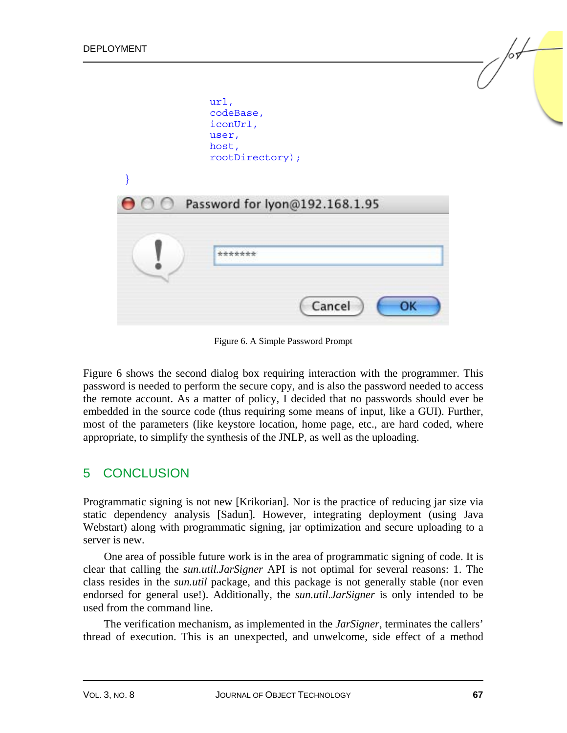```
                    url,
                    codeBase,
                    iconUrl,
                    user,
                    host,
                    rootDirectory);
    }
```

Figure 6. A Simple Password Prompt

Figure 6 shows the second dialog box requiring interaction with the programmer. This password is needed to perform the secure copy, and is also the password needed to access the remote account. As a matter of policy, I decided that no passwords should ever be embedded in the source code (thus requiring some means of input, like a GUI). Further, most of the parameters (like keystore location, home page, etc., are hard coded, where appropriate, to simplify the synthesis of the JNLP, as well as the uploading.

## 5 CONCLUSION

Programmatic signing is not new [Krikorian]. Nor is the practice of reducing jar size via static dependency analysis [Sadun]. However, integrating deployment (using Java Webstart) along with programmatic signing, jar optimization and secure uploading to a server is new.

One area of possible future work is in the area of programmatic signing of code. It is clear that calling the *sun.util.JarSigner* API is not optimal for several reasons: 1. The class resides in the *sun.util* package, and this package is not generally stable (nor even endorsed for general use!). Additionally, the *sun.util.JarSigner* is only intended to be used from the command line.

The verification mechanism, as implemented in the *JarSigner*, terminates the callers' thread of execution. This is an unexpected, and unwelcome, side effect of a method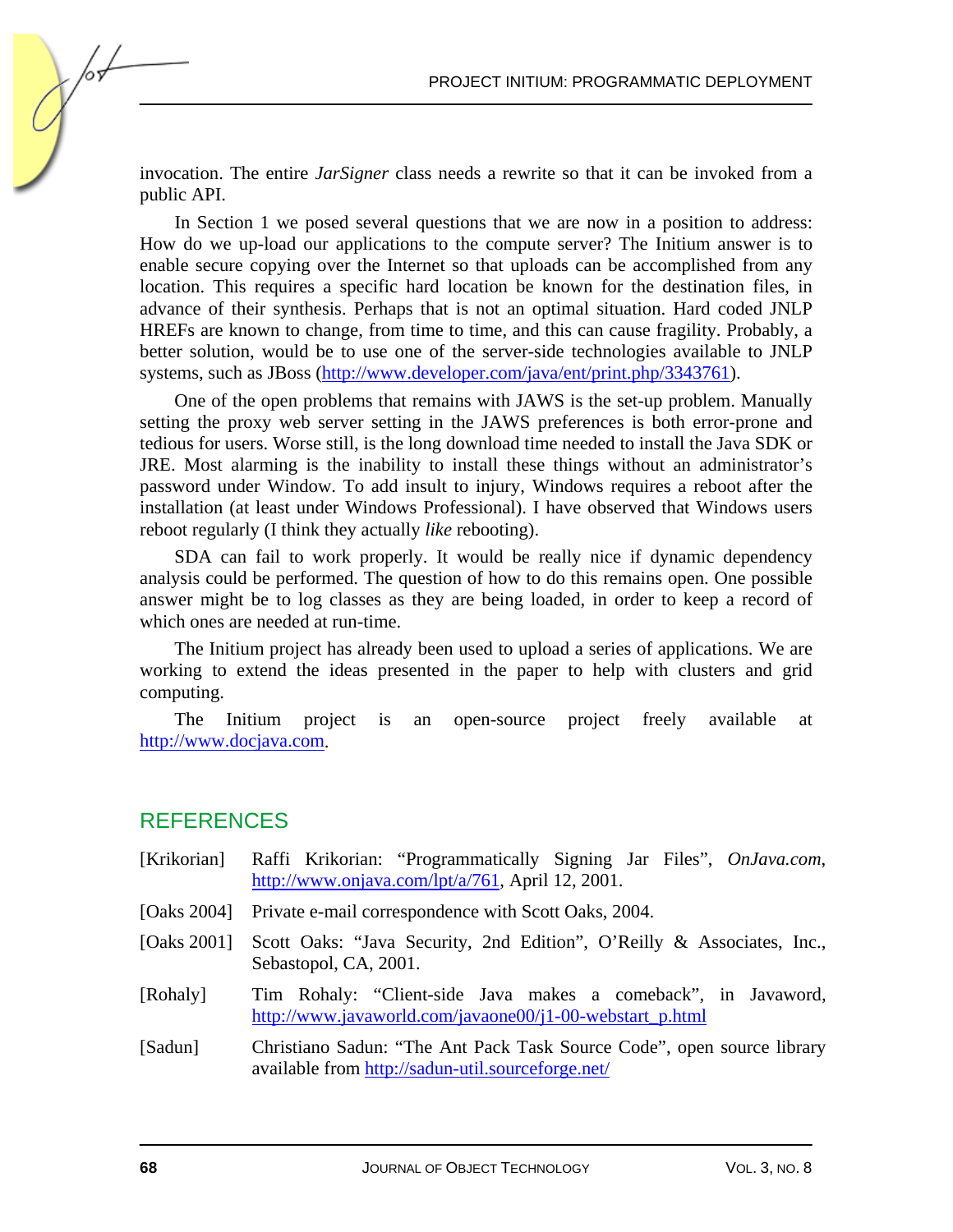invocation. The entire *JarSigner* class needs a rewrite so that it can be invoked from a public API.

In Section 1 we posed several questions that we are now in a position to address: How do we up-load our applications to the compute server? The Initium answer is to enable secure copying over the Internet so that uploads can be accomplished from any location. This requires a specific hard location be known for the destination files, in advance of their synthesis. Perhaps that is not an optimal situation. Hard coded JNLP HREFs are known to change, from time to time, and this can cause fragility. Probably, a better solution, would be to use one of the server-side technologies available to JNLP systems, such as JBoss (http://www.developer.com/java/ent/print.php/3343761).

One of the open problems that remains with JAWS is the set-up problem. Manually setting the proxy web server setting in the JAWS preferences is both error-prone and tedious for users. Worse still, is the long download time needed to install the Java SDK or JRE. Most alarming is the inability to install these things without an administrator's password under Window. To add insult to injury, Windows requires a reboot after the installation (at least under Windows Professional). I have observed that Windows users reboot regularly (I think they actually *like* rebooting).

SDA can fail to work properly. It would be really nice if dynamic dependency analysis could be performed. The question of how to do this remains open. One possible answer might be to log classes as they are being loaded, in order to keep a record of which ones are needed at run-time.

The Initium project has already been used to upload a series of applications. We are working to extend the ideas presented in the paper to help with clusters and grid computing.

The Initium project is an open-source project freely available at http://www.docjava.com.

## REFERENCES

[Krikorian] Raffi Krikorian: "Programmatically Signing Jar Files", *OnJava.com*, http://www.onjava.com/lpt/a/761, April 12, 2001.

[Oaks 2004] Private e-mail correspondence with Scott Oaks, 2004.

[Oaks 2001] Scott Oaks: "Java Security, 2nd Edition", O'Reilly & Associates, Inc., Sebastopol, CA, 2001.

[Rohaly] Tim Rohaly: "Client-side Java makes a comeback", in Javaword, http://www.javaworld.com/javaone00/j1-00-webstart_p.html

[Sadun] Christiano Sadun: "The Ant Pack Task Source Code", open source library available from http://sadun-util.sourceforge.net/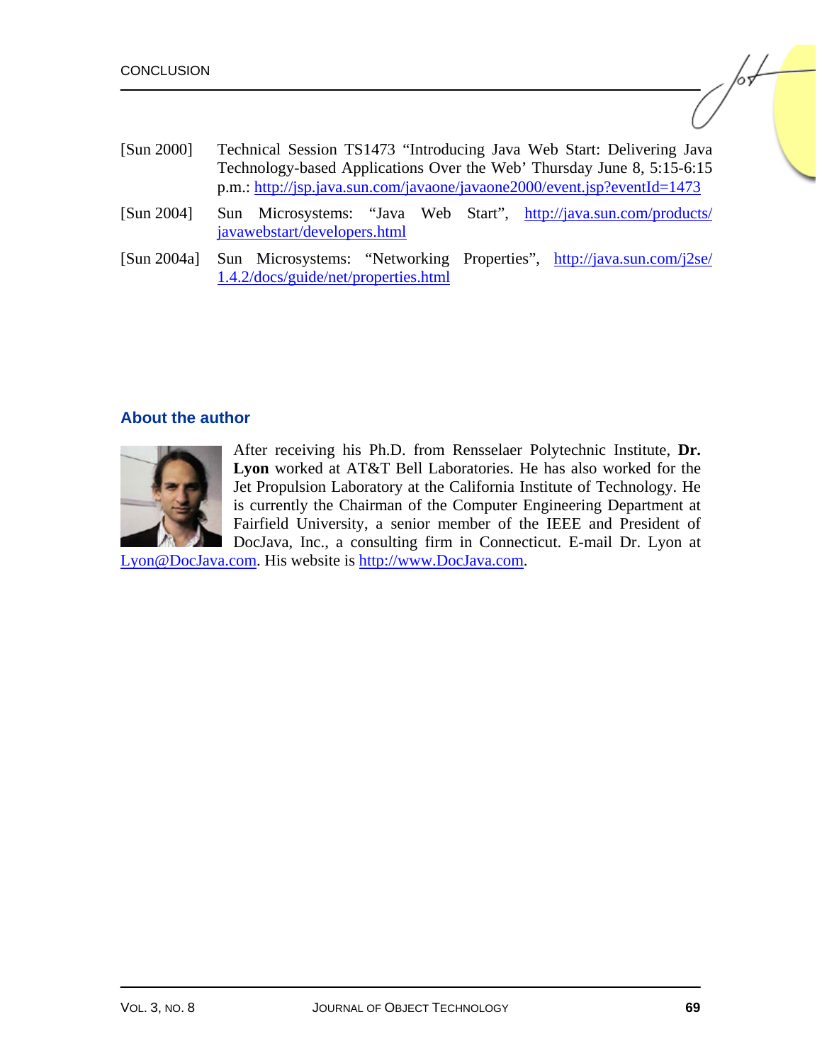[Sun 2000] Technical Session TS1473 “Introducing Java Web Start: Delivering Java Technology-based Applications Over the Web’ Thursday June 8, 5:15-6:15 p.m.: http://jsp.java.sun.com/javaone/javaone2000/event.jsp?eventId=1473

[Sun 2004] Sun Microsystems: “Java Web Start”, http://java.sun.com/products/javawebstart/developers.html

[Sun 2004a] Sun Microsystems: “Networking Properties”, http://java.sun.com/j2se/1.4.2/docs/guide/net/properties.html

## About the author

After receiving his Ph.D. from Rensselaer Polytechnic Institute, **Dr. Lyon** worked at AT&T Bell Laboratories. He has also worked for the Jet Propulsion Laboratory at the California Institute of Technology. He is currently the Chairman of the Computer Engineering Department at Fairfield University, a senior member of the IEEE and President of DocJava, Inc., a consulting firm in Connecticut. E-mail Dr. Lyon at Lyon@DocJava.com. His website is http://www.DocJava.com.